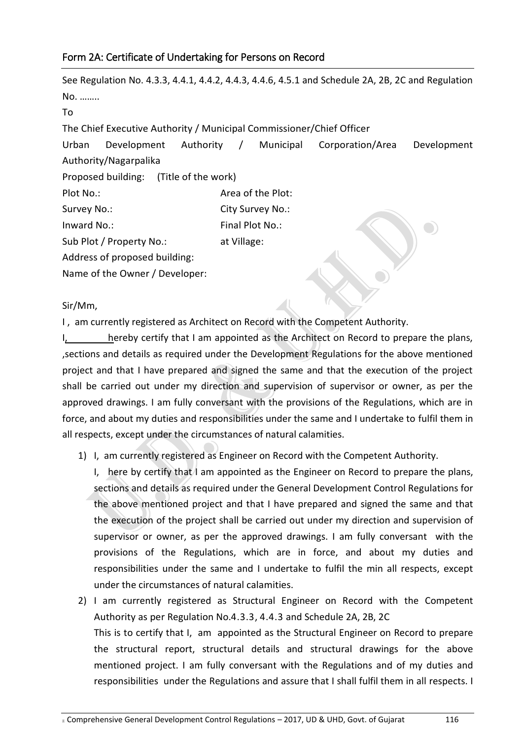## Form 2A: Certificate of Undertaking for Persons on Record

See Regulation No. 4.3.3, 4.4.1, 4.4.2, 4.4.3, 4.4.6, 4.5.1 and Schedule 2A, 2B, 2C and Regulation No. ……..

To

The Chief Executive Authority / Municipal Commissioner/Chief Officer

Urban Development Authority / Municipal Corporation/Area Development Authority/Nagarpalika

Proposed building: (Title of the work)

| | |
|---|---|
| Plot No.: | Area of the Plot: |
| Survey No.: | City Survey No.: |
| Inward No.: | Final Plot No.: |
| Sub Plot / Property No.: | at Village: |

Address of proposed building:

Name of the Owner / Developer:

Sir/Mm,

I , am currently registered as Architect on Record with the Competent Authority.

I,\_\_\_\_\_\_\_\_ hereby certify that I am appointed as the Architect on Record to prepare the plans, ,sections and details as required under the Development Regulations for the above mentioned project and that I have prepared and signed the same and that the execution of the project shall be carried out under my direction and supervision of supervisor or owner, as per the approved drawings. I am fully conversant with the provisions of the Regulations, which are in force, and about my duties and responsibilities under the same and I undertake to fulfil them in all respects, except under the circumstances of natural calamities.

1) I, am currently registered as Engineer on Record with the Competent Authority.

   I, here by certify that I am appointed as the Engineer on Record to prepare the plans, sections and details as required under the General Development Control Regulations for the above mentioned project and that I have prepared and signed the same and that the execution of the project shall be carried out under my direction and supervision of supervisor or owner, as per the approved drawings. I am fully conversant with the provisions of the Regulations, which are in force, and about my duties and responsibilities under the same and I undertake to fulfil the min all respects, except under the circumstances of natural calamities.

2) I am currently registered as Structural Engineer on Record with the Competent Authority as per Regulation No.4.3.3, 4.4.3 and Schedule 2A, 2B, 2C

   This is to certify that I, am appointed as the Structural Engineer on Record to prepare the structural report, structural details and structural drawings for the above mentioned project. I am fully conversant with the Regulations and of my duties and responsibilities under the Regulations and assure that I shall fulfil them in all respects. I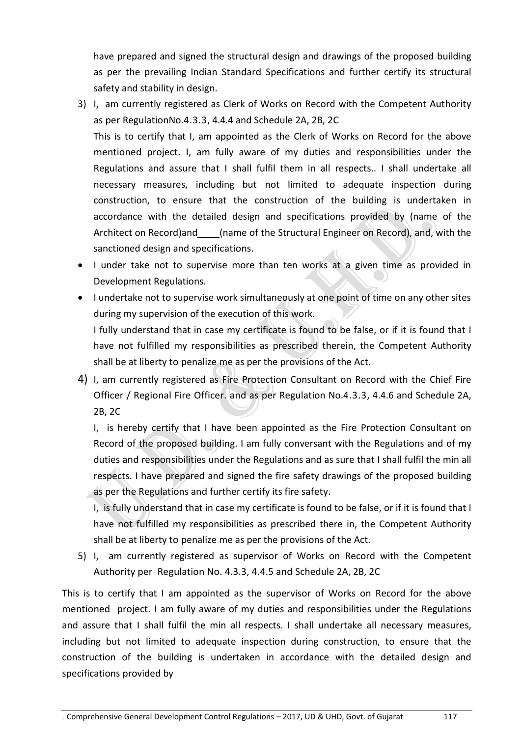have prepared and signed the structural design and drawings of the proposed building as per the prevailing Indian Standard Specifications and further certify its structural safety and stability in design.

3) I, am currently registered as Clerk of Works on Record with the Competent Authority as per RegulationNo.4.3.3, 4.4.4 and Schedule 2A, 2B, 2C

   This is to certify that I, am appointed as the Clerk of Works on Record for the above mentioned project. I, am fully aware of my duties and responsibilities under the Regulations and assure that I shall fulfil them in all respects.. I shall undertake all necessary measures, including but not limited to adequate inspection during construction, to ensure that the construction of the building is undertaken in accordance with the detailed design and specifications provided by (name of the Architect on Record)and____(name of the Structural Engineer on Record), and, with the sanctioned design and specifications.

- I under take not to supervise more than ten works at a given time as provided in Development Regulations.
- I undertake not to supervise work simultaneously at one point of time on any other sites during my supervision of the execution of this work.

  I fully understand that in case my certificate is found to be false, or if it is found that I have not fulfilled my responsibilities as prescribed therein, the Competent Authority shall be at liberty to penalize me as per the provisions of the Act.

4) I, am currently registered as Fire Protection Consultant on Record with the Chief Fire Officer / Regional Fire Officer. and as per Regulation No.4.3.3, 4.4.6 and Schedule 2A, 2B, 2C

   I, is hereby certify that I have been appointed as the Fire Protection Consultant on Record of the proposed building. I am fully conversant with the Regulations and of my duties and responsibilities under the Regulations and as sure that I shall fulfil the min all respects. I have prepared and signed the fire safety drawings of the proposed building as per the Regulations and further certify its fire safety.

   I, is fully understand that in case my certificate is found to be false, or if it is found that I have not fulfilled my responsibilities as prescribed there in, the Competent Authority shall be at liberty to penalize me as per the provisions of the Act.

5) I, am currently registered as supervisor of Works on Record with the Competent Authority per Regulation No. 4.3.3, 4.4.5 and Schedule 2A, 2B, 2C

This is to certify that I am appointed as the supervisor of Works on Record for the above mentioned project. I am fully aware of my duties and responsibilities under the Regulations and assure that I shall fulfil the min all respects. I shall undertake all necessary measures, including but not limited to adequate inspection during construction, to ensure that the construction of the building is undertaken in accordance with the detailed design and specifications provided by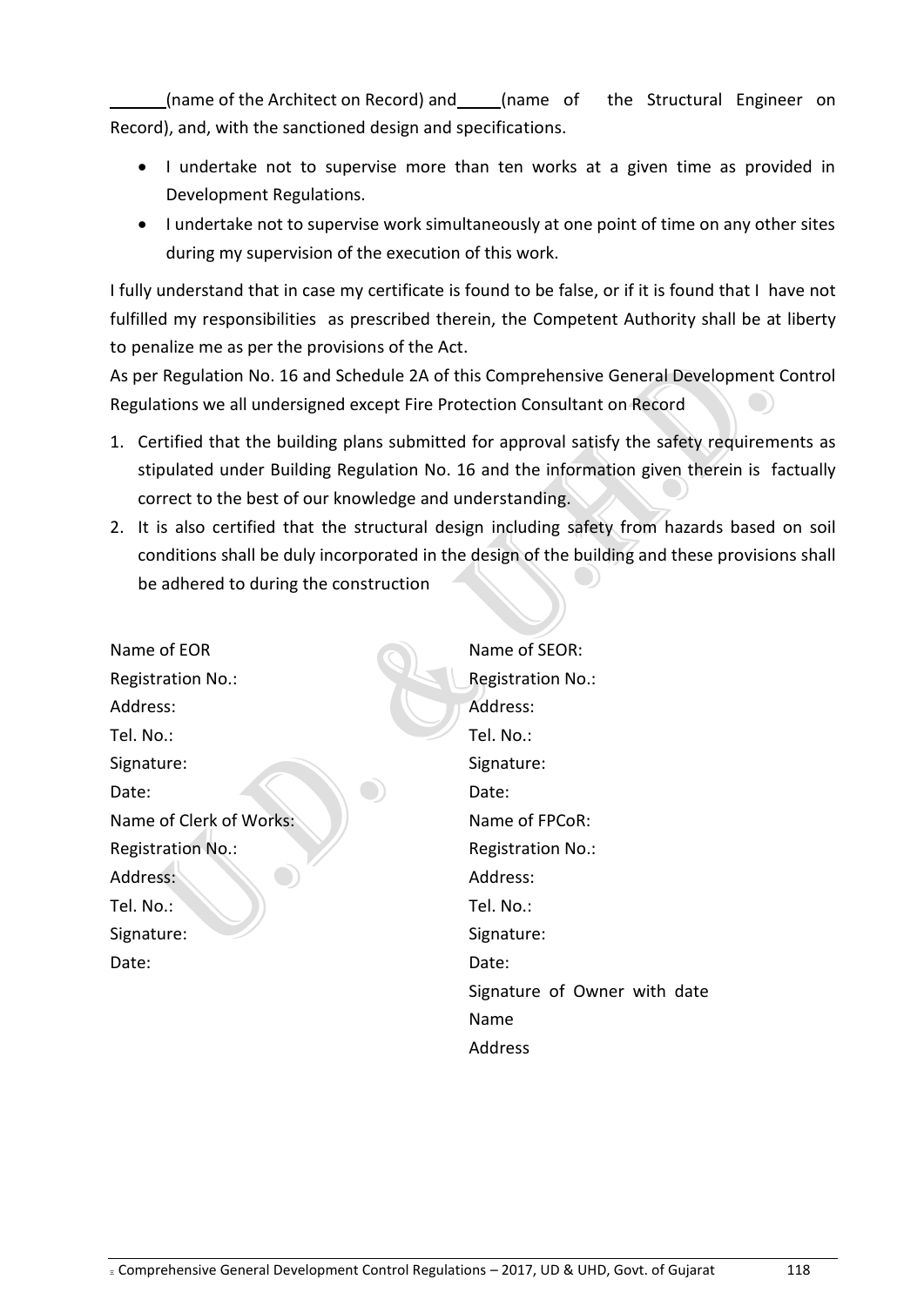______(name of the Architect on Record) and_____(name of the Structural Engineer on Record), and, with the sanctioned design and specifications.

- I undertake not to supervise more than ten works at a given time as provided in Development Regulations.
- I undertake not to supervise work simultaneously at one point of time on any other sites during my supervision of the execution of this work.

I fully understand that in case my certificate is found to be false, or if it is found that I have not fulfilled my responsibilities as prescribed therein, the Competent Authority shall be at liberty to penalize me as per the provisions of the Act.

As per Regulation No. 16 and Schedule 2A of this Comprehensive General Development Control Regulations we all undersigned except Fire Protection Consultant on Record

1. Certified that the building plans submitted for approval satisfy the safety requirements as stipulated under Building Regulation No. 16 and the information given therein is factually correct to the best of our knowledge and understanding.
2. It is also certified that the structural design including safety from hazards based on soil conditions shall be duly incorporated in the design of the building and these provisions shall be adhered to during the construction

Name of EOR
Registration No.:
Address:
Tel. No.:
Signature:
Date:

Name of SEOR:
Registration No.:
Address:
Tel. No.:
Signature:
Date:

Name of Clerk of Works:
Registration No.:
Address:
Tel. No.:
Signature:
Date:

Name of FPCoR:
Registration No.:
Address:
Tel. No.:
Signature:
Date:

Signature of Owner with date
Name
Address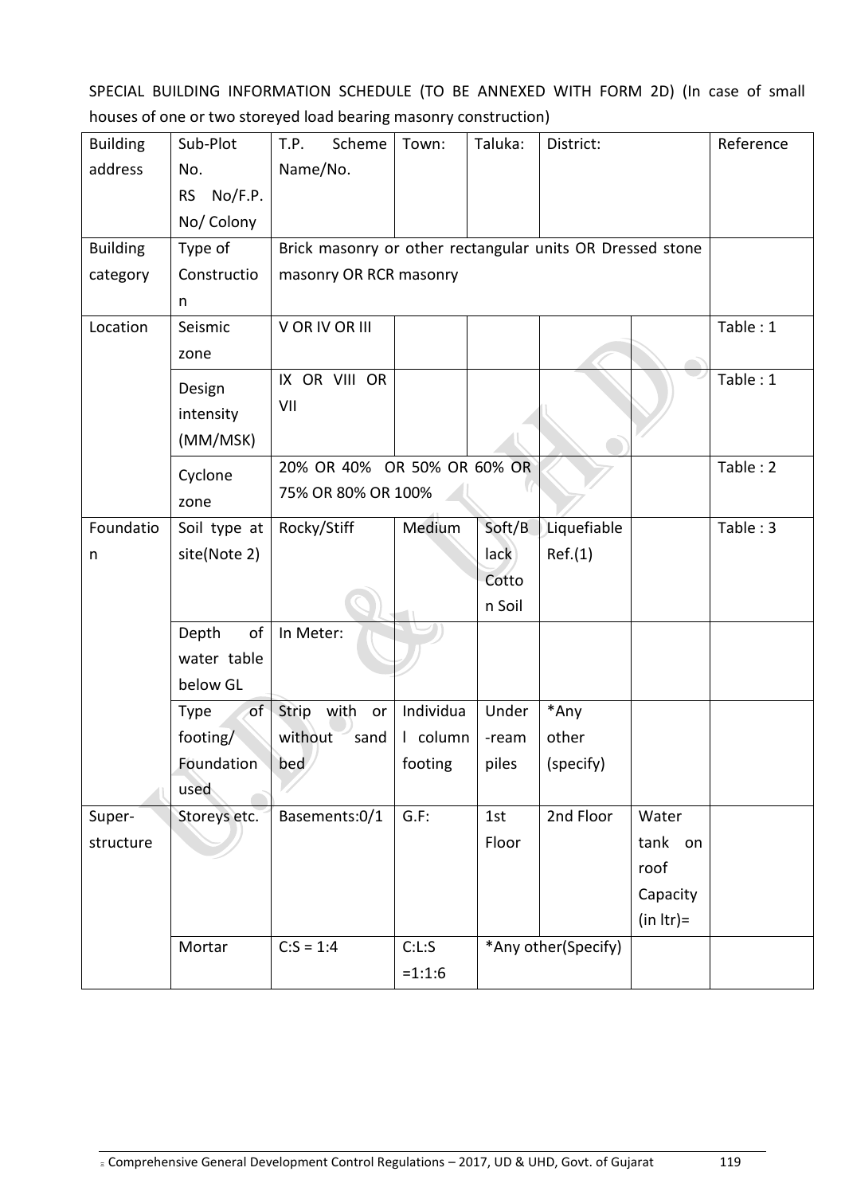SPECIAL BUILDING INFORMATION SCHEDULE (TO BE ANNEXED WITH FORM 2D) (In case of small houses of one or two storeyed load bearing masonry construction)

| Building address | Sub-Plot No. RS No/F.P. No/ Colony | T.P. Scheme Name/No. | Town: | Taluka: | District: | | Reference |
|---|---|---|---|---|---|---|---|
| Building category | Type of Construction | Brick masonry or other rectangular units OR Dressed stone masonry OR RCR masonry | | | | | |
| Location | Seismic zone | V OR IV OR III | | | | | Table : 1 |
| | Design intensity (MM/MSK) | IX OR VIII OR VII | | | | | Table : 1 |
| | Cyclone zone | 20% OR 40% OR 50% OR 60% OR 75% OR 80% OR 100% | | | | | Table : 2 |
| Foundation | Soil type at site(Note 2) | Rocky/Stiff | Medium | Soft/Black Cotton Soil | Liquefiable Ref.(1) | | Table : 3 |
| | Depth of water table below GL | In Meter: | | | | | |
| | Type of footing/ Foundation used | Strip with or without sand bed | Individual column footing | Under-ream piles | *Any other (specify) | | |
| Super-structure | Storeys etc. | Basements:0/1 | G.F: | 1st Floor | 2nd Floor | Water tank on roof Capacity (in ltr)= | |
| | Mortar | C:S = 1:4 | C:L:S =1:1:6 | *Any other(Specify) | | | |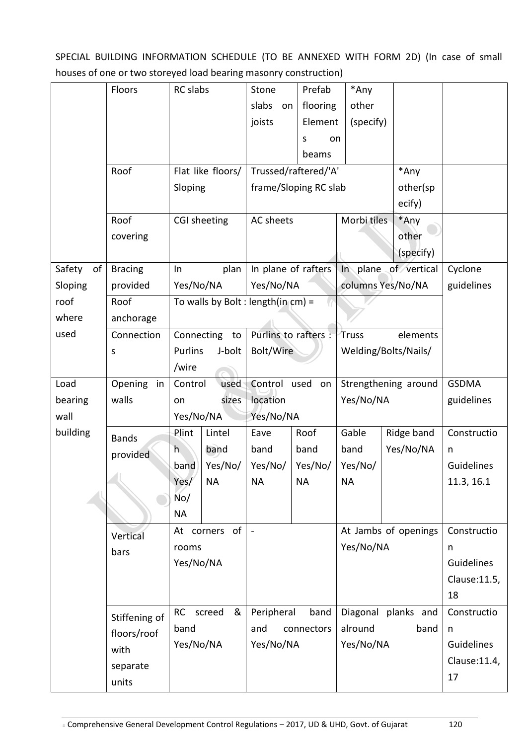SPECIAL BUILDING INFORMATION SCHEDULE (TO BE ANNEXED WITH FORM 2D) (In case of small houses of one or two storeyed load bearing masonry construction)

| | | | | | | | | |
|---|---|---|---|---|---|---|---|---|
| | Floors | RC slabs | | Stone slabs on joists | Prefab flooring Elements on beams | *Any other (specify) | | |
| | Roof | Flat like floors/ Sloping | | Trussed/raftered/'A' frame/Sloping RC slab | | | *Any other(specify) | |
| | Roof covering | CGI sheeting | | AC sheets | | Morbi tiles | *Any other (specify) | |
| Safety of Sloping roof where used | Bracing provided | In plan Yes/No/NA | | In plane of rafters Yes/No/NA | | In plane of vertical columns Yes/No/NA | | Cyclone guidelines |
| | Roof anchorage | To walls by Bolt : length(in cm) = | | | | | | |
| | Connections | Connecting to Purlins J-bolt /wire | | Purlins to rafters : Bolt/Wire | | Truss elements Welding/Bolts/Nails/ | | |
| Load bearing wall building | Opening in walls | Control used on sizes Yes/No/NA | | Control used on location Yes/No/NA | | Strengthening around Yes/No/NA | | GSDMA guidelines |
| | Bands provided | Plinth band Yes/ No/ NA | Lintel band Yes/No/ NA | Eave band Yes/No/ NA | Roof band Yes/No/ NA | Gable band Yes/No/ NA | Ridge band Yes/No/NA | Construction Guidelines 11.3, 16.1 |
| | Vertical bars | At corners of rooms Yes/No/NA | | - | | At Jambs of openings Yes/No/NA | | Construction Guidelines Clause:11.5, 18 |
| | Stiffening of floors/roof with separate units | RC screed & band Yes/No/NA | | Peripheral band and connectors Yes/No/NA | | Diagonal planks and alround band Yes/No/NA | | Construction Guidelines Clause:11.4, 17 |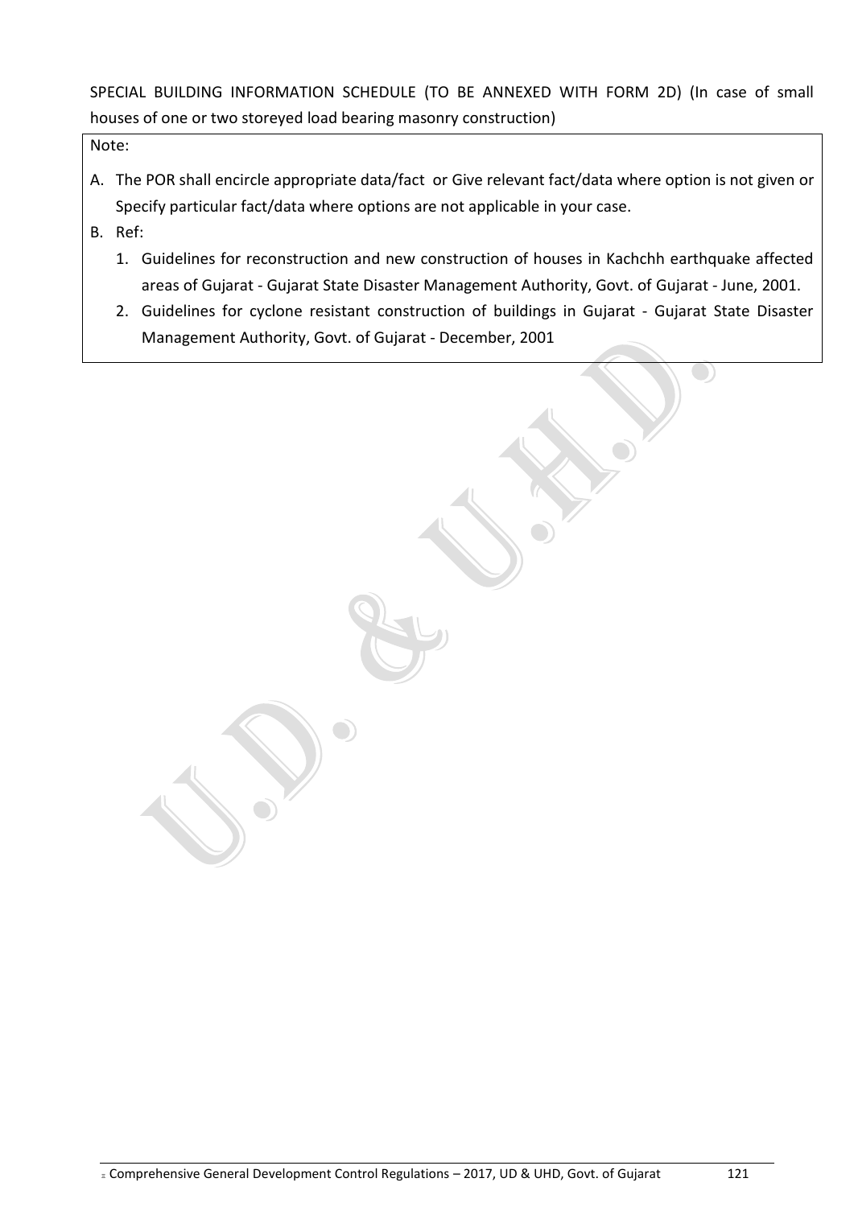SPECIAL BUILDING INFORMATION SCHEDULE (TO BE ANNEXED WITH FORM 2D) (In case of small houses of one or two storeyed load bearing masonry construction)

Note:

A. The POR shall encircle appropriate data/fact or Give relevant fact/data where option is not given or Specify particular fact/data where options are not applicable in your case.

B. Ref:

1. Guidelines for reconstruction and new construction of houses in Kachchh earthquake affected areas of Gujarat - Gujarat State Disaster Management Authority, Govt. of Gujarat - June, 2001.
2. Guidelines for cyclone resistant construction of buildings in Gujarat - Gujarat State Disaster Management Authority, Govt. of Gujarat - December, 2001